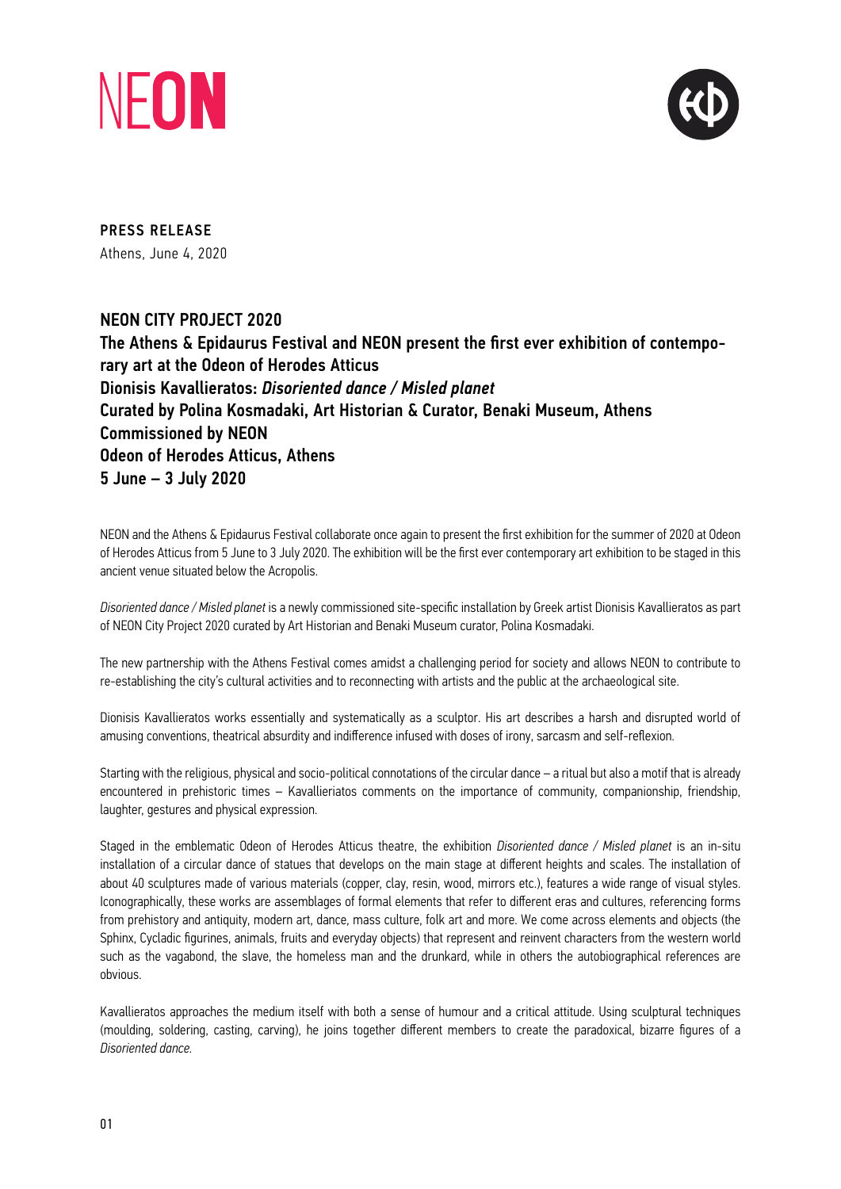NEON

PRESS RELEASE

Athens, June 4, 2020

## NEON CITY PROJECT 2020

## The Athens & Epidaurus Festival and NEON present the first ever exhibition of contemporary art at the Odeon of Herodes Atticus

## Dionisis Kavallieratos: *Disoriented dance / Misled planet*

## Curated by Polina Kosmadaki, Art Historian & Curator, Benaki Museum, Athens

## Commissioned by NEON

## Odeon of Herodes Atticus, Athens

## 5 June – 3 July 2020

NEON and the Athens & Epidaurus Festival collaborate once again to present the first exhibition for the summer of 2020 at Odeon of Herodes Atticus from 5 June to 3 July 2020. The exhibition will be the first ever contemporary art exhibition to be staged in this ancient venue situated below the Acropolis.

*Disoriented dance / Misled planet* is a newly commissioned site-specific installation by Greek artist Dionisis Kavallieratos as part of NEON City Project 2020 curated by Art Historian and Benaki Museum curator, Polina Kosmadaki.

The new partnership with the Athens Festival comes amidst a challenging period for society and allows NEON to contribute to re-establishing the city's cultural activities and to reconnecting with artists and the public at the archaeological site.

Dionisis Kavallieratos works essentially and systematically as a sculptor. His art describes a harsh and disrupted world of amusing conventions, theatrical absurdity and indifference infused with doses of irony, sarcasm and self-reflexion.

Starting with the religious, physical and socio-political connotations of the circular dance – a ritual but also a motif that is already encountered in prehistoric times – Kavallieriatos comments on the importance of community, companionship, friendship, laughter, gestures and physical expression.

Staged in the emblematic Odeon of Herodes Atticus theatre, the exhibition *Disoriented dance / Misled planet* is an in-situ installation of a circular dance of statues that develops on the main stage at different heights and scales. The installation of about 40 sculptures made of various materials (copper, clay, resin, wood, mirrors etc.), features a wide range of visual styles. Iconographically, these works are assemblages of formal elements that refer to different eras and cultures, referencing forms from prehistory and antiquity, modern art, dance, mass culture, folk art and more. We come across elements and objects (the Sphinx, Cycladic figurines, animals, fruits and everyday objects) that represent and reinvent characters from the western world such as the vagabond, the slave, the homeless man and the drunkard, while in others the autobiographical references are obvious.

Kavallieratos approaches the medium itself with both a sense of humour and a critical attitude. Using sculptural techniques (moulding, soldering, casting, carving), he joins together different members to create the paradoxical, bizarre figures of a *Disoriented dance*.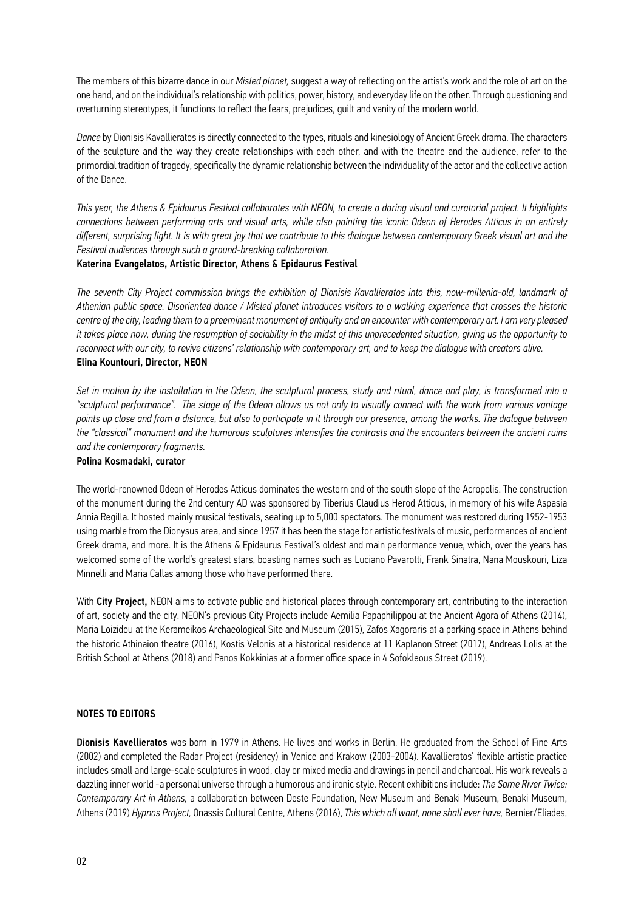The members of this bizarre dance in our *Misled planet,* suggest a way of reflecting on the artist's work and the role of art on the one hand, and on the individual's relationship with politics, power, history, and everyday life on the other. Through questioning and overturning stereotypes, it functions to reflect the fears, prejudices, guilt and vanity of the modern world.

*Dance* by Dionisis Kavallieratos is directly connected to the types, rituals and kinesiology of Ancient Greek drama. The characters of the sculpture and the way they create relationships with each other, and with the theatre and the audience, refer to the primordial tradition of tragedy, specifically the dynamic relationship between the individuality of the actor and the collective action of the Dance.

*This year, the Athens & Epidaurus Festival collaborates with NEON, to create a daring visual and curatorial project. It highlights connections between performing arts and visual arts, while also painting the iconic Odeon of Herodes Atticus in an entirely different, surprising light. It is with great joy that we contribute to this dialogue between contemporary Greek visual art and the Festival audiences through such a ground-breaking collaboration.*
**Katerina Evangelatos, Artistic Director, Athens & Epidaurus Festival**

*The seventh City Project commission brings the exhibition of Dionisis Kavallieratos into this, now-millenia-old, landmark of Athenian public space. Disoriented dance / Misled planet introduces visitors to a walking experience that crosses the historic centre of the city, leading them to a preeminent monument of antiquity and an encounter with contemporary art. I am very pleased it takes place now, during the resumption of sociability in the midst of this unprecedented situation, giving us the opportunity to reconnect with our city, to revive citizens' relationship with contemporary art, and to keep the dialogue with creators alive.*
**Elina Kountouri, Director, NEON**

*Set in motion by the installation in the Odeon, the sculptural process, study and ritual, dance and play, is transformed into a "sculptural performance". The stage of the Odeon allows us not only to visually connect with the work from various vantage points up close and from a distance, but also to participate in it through our presence, among the works. The dialogue between the "classical" monument and the humorous sculptures intensifies the contrasts and the encounters between the ancient ruins and the contemporary fragments.*
**Polina Kosmadaki, curator**

The world-renowned Odeon of Herodes Atticus dominates the western end of the south slope of the Acropolis. The construction of the monument during the 2nd century AD was sponsored by Tiberius Claudius Herod Atticus, in memory of his wife Aspasia Annia Regilla. It hosted mainly musical festivals, seating up to 5,000 spectators. The monument was restored during 1952-1953 using marble from the Dionysus area, and since 1957 it has been the stage for artistic festivals of music, performances of ancient Greek drama, and more. It is the Athens & Epidaurus Festival's oldest and main performance venue, which, over the years has welcomed some of the world's greatest stars, boasting names such as Luciano Pavarotti, Frank Sinatra, Nana Mouskouri, Liza Minnelli and Maria Callas among those who have performed there.

With **City Project,** NEON aims to activate public and historical places through contemporary art, contributing to the interaction of art, society and the city. NEON's previous City Projects include Aemilia Papaphilippou at the Ancient Agora of Athens (2014), Maria Loizidou at the Kerameikos Archaeological Site and Museum (2015), Zafos Xagoraris at a parking space in Athens behind the historic Athinaion theatre (2016), Kostis Velonis at a historical residence at 11 Kaplanon Street (2017), Andreas Lolis at the British School at Athens (2018) and Panos Kokkinias at a former office space in 4 Sofokleous Street (2019).

## NOTES TO EDITORS

**Dionisis Kavellieratos** was born in 1979 in Athens. He lives and works in Berlin. He graduated from the School of Fine Arts (2002) and completed the Radar Project (residency) in Venice and Krakow (2003-2004). Kavallieratos' flexible artistic practice includes small and large-scale sculptures in wood, clay or mixed media and drawings in pencil and charcoal. His work reveals a dazzling inner world -a personal universe through a humorous and ironic style. Recent exhibitions include: *The Same River Twice: Contemporary Art in Athens,* a collaboration between Deste Foundation, New Museum and Benaki Museum, Benaki Museum, Athens (2019) *Hypnos Project,* Onassis Cultural Centre, Athens (2016), *This which all want, none shall ever have,* Bernier/Eliades,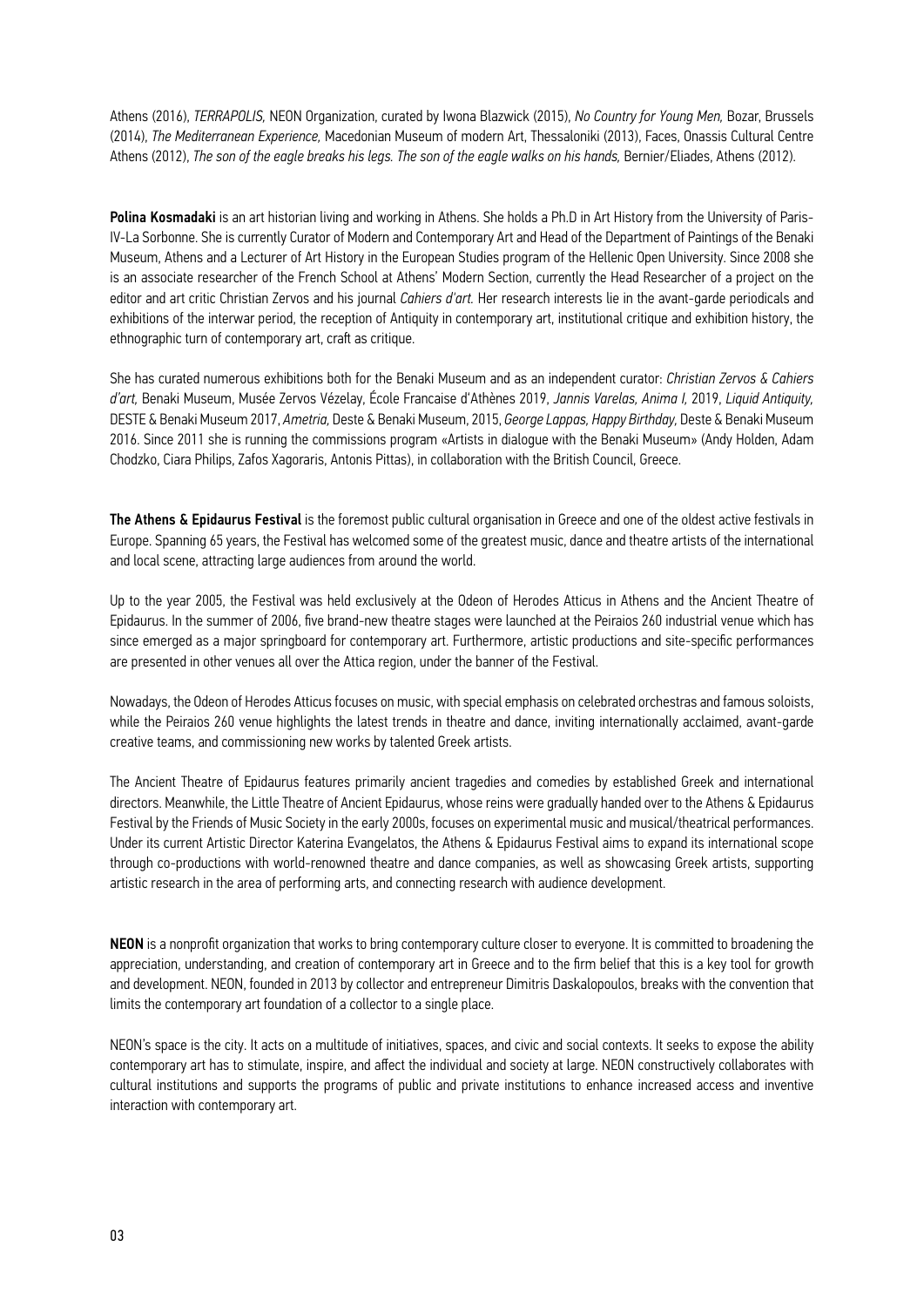Athens (2016), *TERRAPOLIS,* NEON Organization, curated by Iwona Blazwick (2015), *No Country for Young Men,* Bozar, Brussels (2014), *The Mediterranean Experience,* Macedonian Museum of modern Art, Thessaloniki (2013), Faces, Onassis Cultural Centre Athens (2012), *The son of the eagle breaks his legs. The son of the eagle walks on his hands,* Bernier/Eliades, Athens (2012).

**Polina Kosmadaki** is an art historian living and working in Athens. She holds a Ph.D in Art History from the University of Paris-IV-La Sorbonne. She is currently Curator of Modern and Contemporary Art and Head of the Department of Paintings of the Benaki Museum, Athens and a Lecturer of Art History in the European Studies program of the Hellenic Open University. Since 2008 she is an associate researcher of the French School at Athens' Modern Section, currently the Head Researcher of a project on the editor and art critic Christian Zervos and his journal *Cahiers d'art.* Her research interests lie in the avant-garde periodicals and exhibitions of the interwar period, the reception of Antiquity in contemporary art, institutional critique and exhibition history, the ethnographic turn of contemporary art, craft as critique.

She has curated numerous exhibitions both for the Benaki Museum and as an independent curator: *Christian Zervos & Cahiers d'art,* Benaki Museum, Musée Zervos Vézelay, École Francaise d'Athènes 2019, *Jannis Varelas, Anima I,* 2019, *Liquid Antiquity,* DESTE & Benaki Museum 2017, *Ametria,* Deste & Benaki Museum, 2015, *George Lappas, Happy Birthday,* Deste & Benaki Museum 2016. Since 2011 she is running the commissions program «Artists in dialogue with the Benaki Museum» (Andy Holden, Adam Chodzko, Ciara Philips, Zafos Xagoraris, Antonis Pittas), in collaboration with the British Council, Greece.

**The Athens & Epidaurus Festival** is the foremost public cultural organisation in Greece and one of the oldest active festivals in Europe. Spanning 65 years, the Festival has welcomed some of the greatest music, dance and theatre artists of the international and local scene, attracting large audiences from around the world.

Up to the year 2005, the Festival was held exclusively at the Odeon of Herodes Atticus in Athens and the Ancient Theatre of Epidaurus. In the summer of 2006, five brand-new theatre stages were launched at the Peiraios 260 industrial venue which has since emerged as a major springboard for contemporary art. Furthermore, artistic productions and site-specific performances are presented in other venues all over the Attica region, under the banner of the Festival.

Nowadays, the Odeon of Herodes Atticus focuses on music, with special emphasis on celebrated orchestras and famous soloists, while the Peiraios 260 venue highlights the latest trends in theatre and dance, inviting internationally acclaimed, avant-garde creative teams, and commissioning new works by talented Greek artists.

The Ancient Theatre of Epidaurus features primarily ancient tragedies and comedies by established Greek and international directors. Meanwhile, the Little Theatre of Ancient Epidaurus, whose reins were gradually handed over to the Athens & Epidaurus Festival by the Friends of Music Society in the early 2000s, focuses on experimental music and musical/theatrical performances. Under its current Artistic Director Katerina Evangelatos, the Athens & Epidaurus Festival aims to expand its international scope through co-productions with world-renowned theatre and dance companies, as well as showcasing Greek artists, supporting artistic research in the area of performing arts, and connecting research with audience development.

**NEON** is a nonprofit organization that works to bring contemporary culture closer to everyone. It is committed to broadening the appreciation, understanding, and creation of contemporary art in Greece and to the firm belief that this is a key tool for growth and development. NEON, founded in 2013 by collector and entrepreneur Dimitris Daskalopoulos, breaks with the convention that limits the contemporary art foundation of a collector to a single place.

NEON's space is the city. It acts on a multitude of initiatives, spaces, and civic and social contexts. It seeks to expose the ability contemporary art has to stimulate, inspire, and affect the individual and society at large. NEON constructively collaborates with cultural institutions and supports the programs of public and private institutions to enhance increased access and inventive interaction with contemporary art.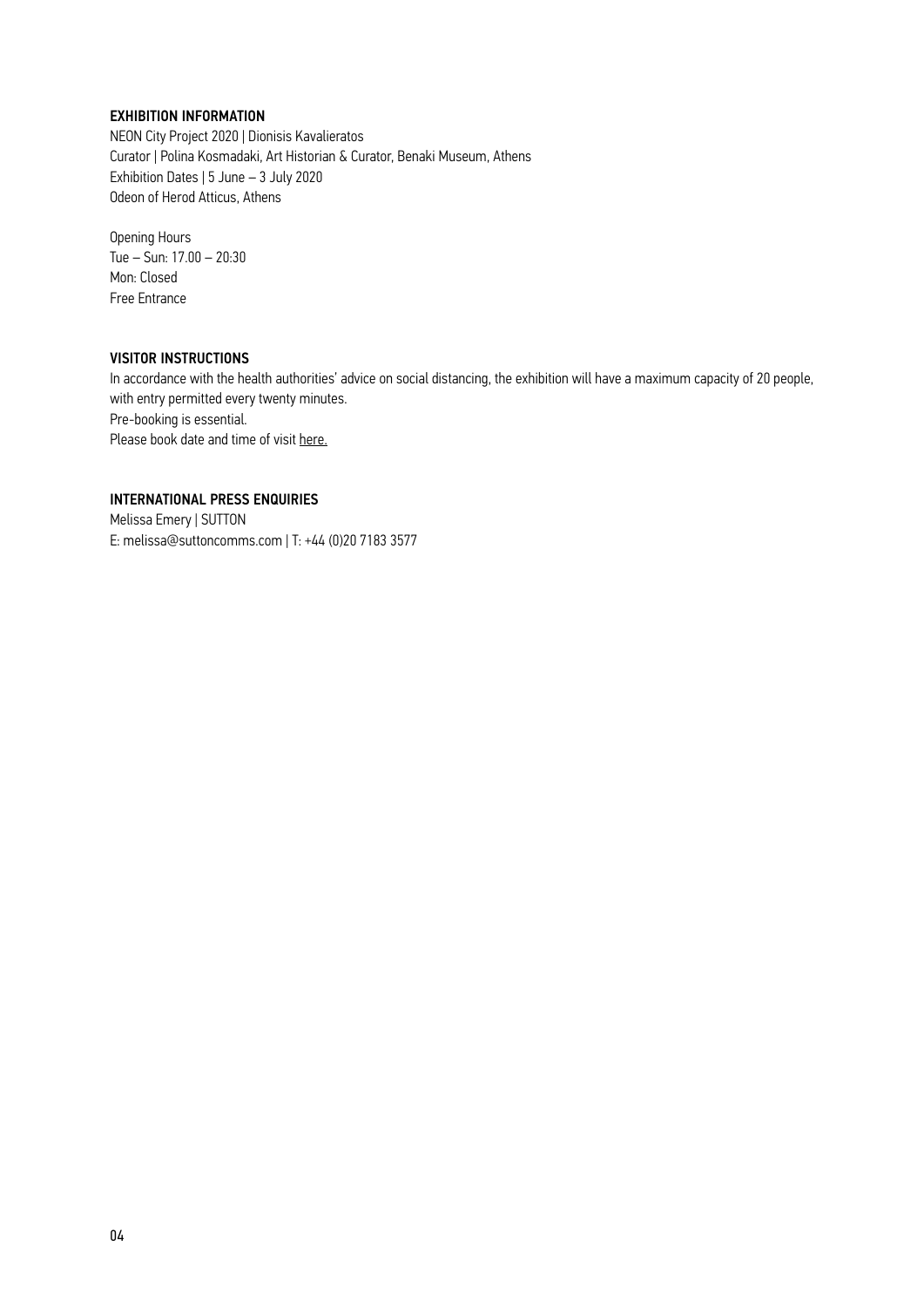## EXHIBITION INFORMATION

NEON City Project 2020 | Dionisis Kavalieratos
Curator | Polina Kosmadaki, Art Historian & Curator, Benaki Museum, Athens
Exhibition Dates | 5 June – 3 July 2020
Odeon of Herod Atticus, Athens

Opening Hours
Tue – Sun: 17.00 – 20:30
Mon: Closed
Free Entrance

## VISITOR INSTRUCTIONS

In accordance with the health authorities' advice on social distancing, the exhibition will have a maximum capacity of 20 people, with entry permitted every twenty minutes.
Pre-booking is essential.
Please book date and time of visit here.

## INTERNATIONAL PRESS ENQUIRIES

Melissa Emery | SUTTON
E: melissa@suttoncomms.com | T: +44 (0)20 7183 3577